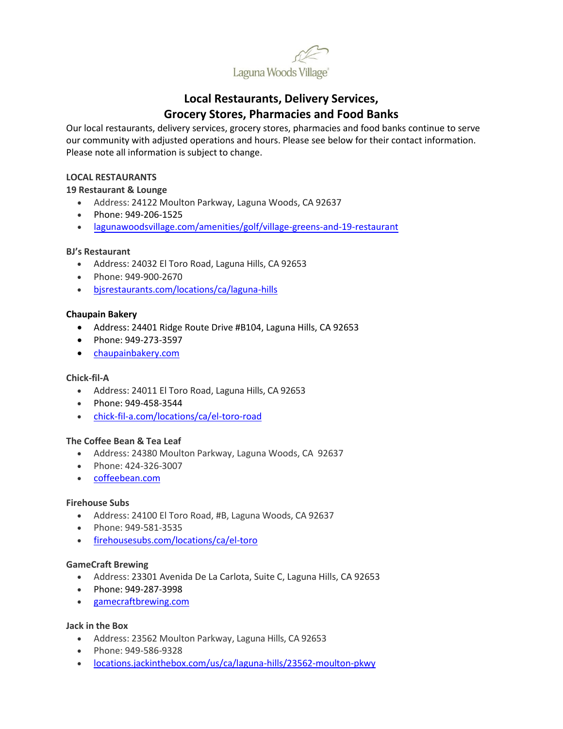Laguna Woods Village

# Local Restaurants, Delivery Services, Grocery Stores, Pharmacies and Food Banks

Our local restaurants, delivery services, grocery stores, pharmacies and food banks continue to serve our community with adjusted operations and hours. Please see below for their contact information. Please note all information is subject to change.

## LOCAL RESTAURANTS

### 19 Restaurant & Lounge

- Address: 24122 Moulton Parkway, Laguna Woods, CA 92637
- Phone: 949-206-1525
- lagunawoodsvillage.com/amenities/golf/village-greens-and-19-restaurant

### BJ's Restaurant

- Address: 24032 El Toro Road, Laguna Hills, CA 92653
- Phone: 949-900-2670
- bjsrestaurants.com/locations/ca/laguna-hills

### Chaupain Bakery

- Address: 24401 Ridge Route Drive #B104, Laguna Hills, CA 92653
- Phone: 949-273-3597
- chaupainbakery.com

### Chick-fil-A

- Address: 24011 El Toro Road, Laguna Hills, CA 92653
- Phone: 949-458-3544
- chick-fil-a.com/locations/ca/el-toro-road

### The Coffee Bean & Tea Leaf

- Address: 24380 Moulton Parkway, Laguna Woods, CA 92637
- Phone: 424-326-3007
- coffeebean.com

### Firehouse Subs

- Address: 24100 El Toro Road, #B, Laguna Woods, CA 92637
- Phone: 949-581-3535
- firehousesubs.com/locations/ca/el-toro

### GameCraft Brewing

- Address: 23301 Avenida De La Carlota, Suite C, Laguna Hills, CA 92653
- Phone: 949-287-3998
- gamecraftbrewing.com

### Jack in the Box

- Address: 23562 Moulton Parkway, Laguna Hills, CA 92653
- Phone: 949-586-9328
- locations.jackinthebox.com/us/ca/laguna-hills/23562-moulton-pkwy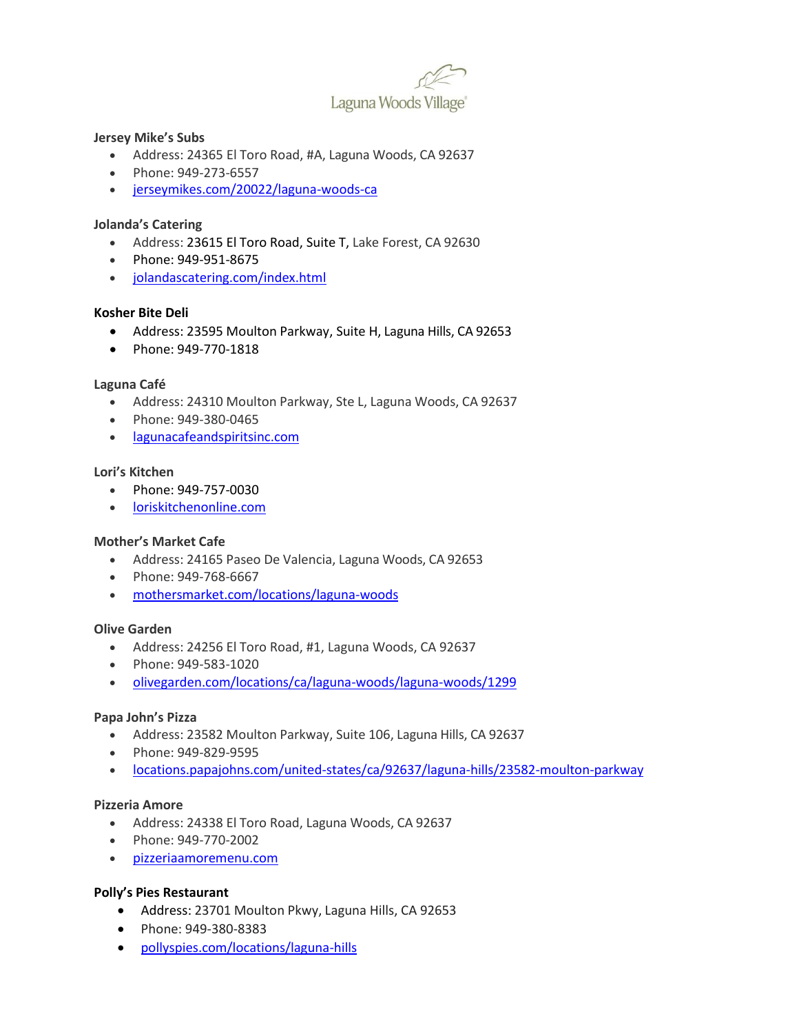Laguna Woods Village®

**Jersey Mike's Subs**

- Address: 24365 El Toro Road, #A, Laguna Woods, CA 92637
- Phone: 949-273-6557
- jerseymikes.com/20022/laguna-woods-ca

**Jolanda's Catering**

- Address: 23615 El Toro Road, Suite T, Lake Forest, CA 92630
- Phone: 949-951-8675
- jolandascatering.com/index.html

**Kosher Bite Deli**

- Address: 23595 Moulton Parkway, Suite H, Laguna Hills, CA 92653
- Phone: 949-770-1818

**Laguna Café**

- Address: 24310 Moulton Parkway, Ste L, Laguna Woods, CA 92637
- Phone: 949-380-0465
- lagunacafeandspiritsinc.com

**Lori's Kitchen**

- Phone: 949-757-0030
- loriskitchenonline.com

**Mother's Market Cafe**

- Address: 24165 Paseo De Valencia, Laguna Woods, CA 92653
- Phone: 949-768-6667
- mothersmarket.com/locations/laguna-woods

**Olive Garden**

- Address: 24256 El Toro Road, #1, Laguna Woods, CA 92637
- Phone: 949-583-1020
- olivegarden.com/locations/ca/laguna-woods/laguna-woods/1299

**Papa John's Pizza**

- Address: 23582 Moulton Parkway, Suite 106, Laguna Hills, CA 92637
- Phone: 949-829-9595
- locations.papajohns.com/united-states/ca/92637/laguna-hills/23582-moulton-parkway

**Pizzeria Amore**

- Address: 24338 El Toro Road, Laguna Woods, CA 92637
- Phone: 949-770-2002
- pizzeriaamoremenu.com

**Polly's Pies Restaurant**

- Address: 23701 Moulton Pkwy, Laguna Hills, CA 92653
- Phone: 949-380-8383
- pollyspies.com/locations/laguna-hills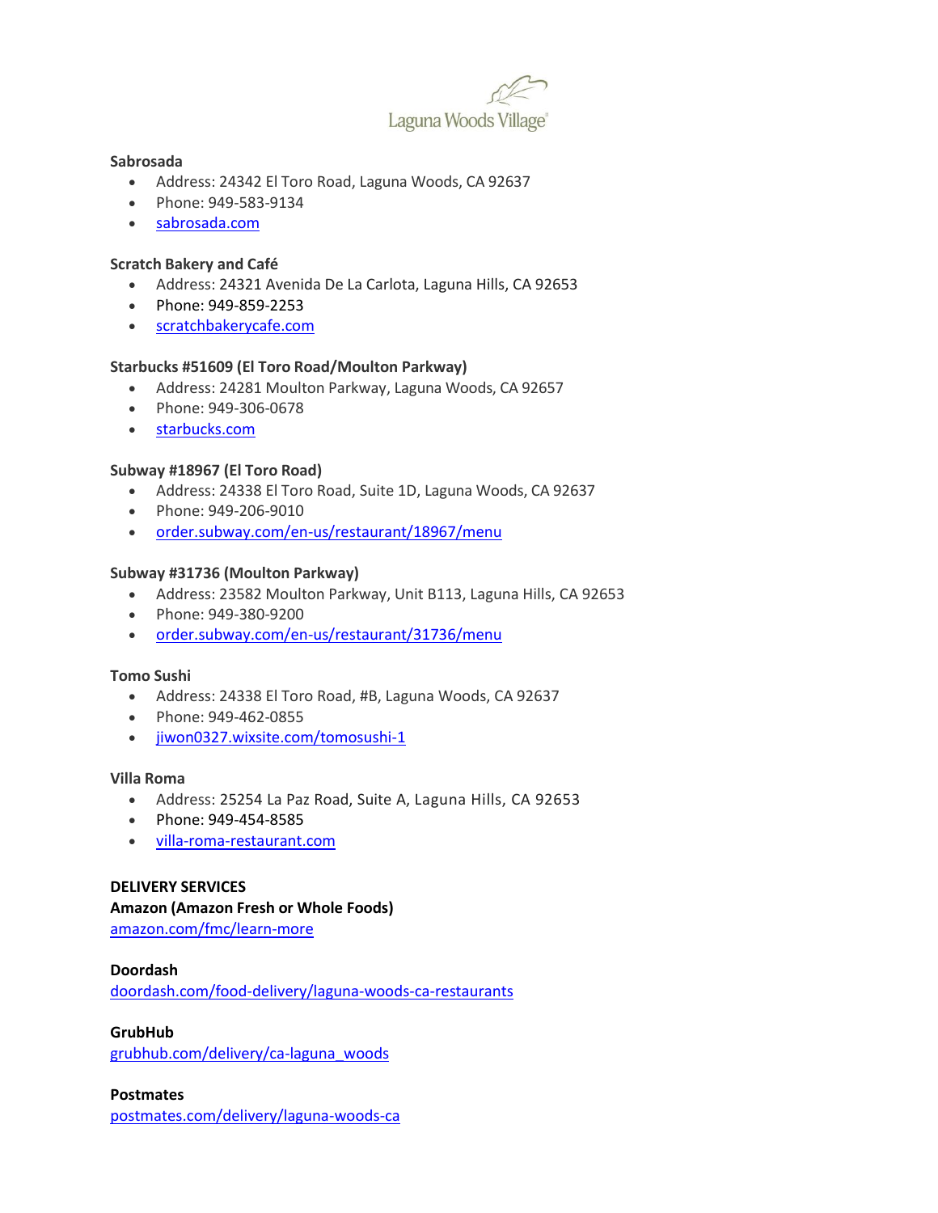**Sabrosada**

- Address: 24342 El Toro Road, Laguna Woods, CA 92637
- Phone: 949-583-9134
- sabrosada.com

**Scratch Bakery and Café**

- Address: 24321 Avenida De La Carlota, Laguna Hills, CA 92653
- Phone: 949-859-2253
- scratchbakerycafe.com

**Starbucks #51609 (El Toro Road/Moulton Parkway)**

- Address: 24281 Moulton Parkway, Laguna Woods, CA 92657
- Phone: 949-306-0678
- starbucks.com

**Subway #18967 (El Toro Road)**

- Address: 24338 El Toro Road, Suite 1D, Laguna Woods, CA 92637
- Phone: 949-206-9010
- order.subway.com/en-us/restaurant/18967/menu

**Subway #31736 (Moulton Parkway)**

- Address: 23582 Moulton Parkway, Unit B113, Laguna Hills, CA 92653
- Phone: 949-380-9200
- order.subway.com/en-us/restaurant/31736/menu

**Tomo Sushi**

- Address: 24338 El Toro Road, #B, Laguna Woods, CA 92637
- Phone: 949-462-0855
- jiwon0327.wixsite.com/tomosushi-1

**Villa Roma**

- Address: 25254 La Paz Road, Suite A, Laguna Hills, CA 92653
- Phone: 949-454-8585
- villa-roma-restaurant.com

**DELIVERY SERVICES**

**Amazon (Amazon Fresh or Whole Foods)**
amazon.com/fmc/learn-more

**Doordash**
doordash.com/food-delivery/laguna-woods-ca-restaurants

**GrubHub**
grubhub.com/delivery/ca-laguna_woods

**Postmates**
postmates.com/delivery/laguna-woods-ca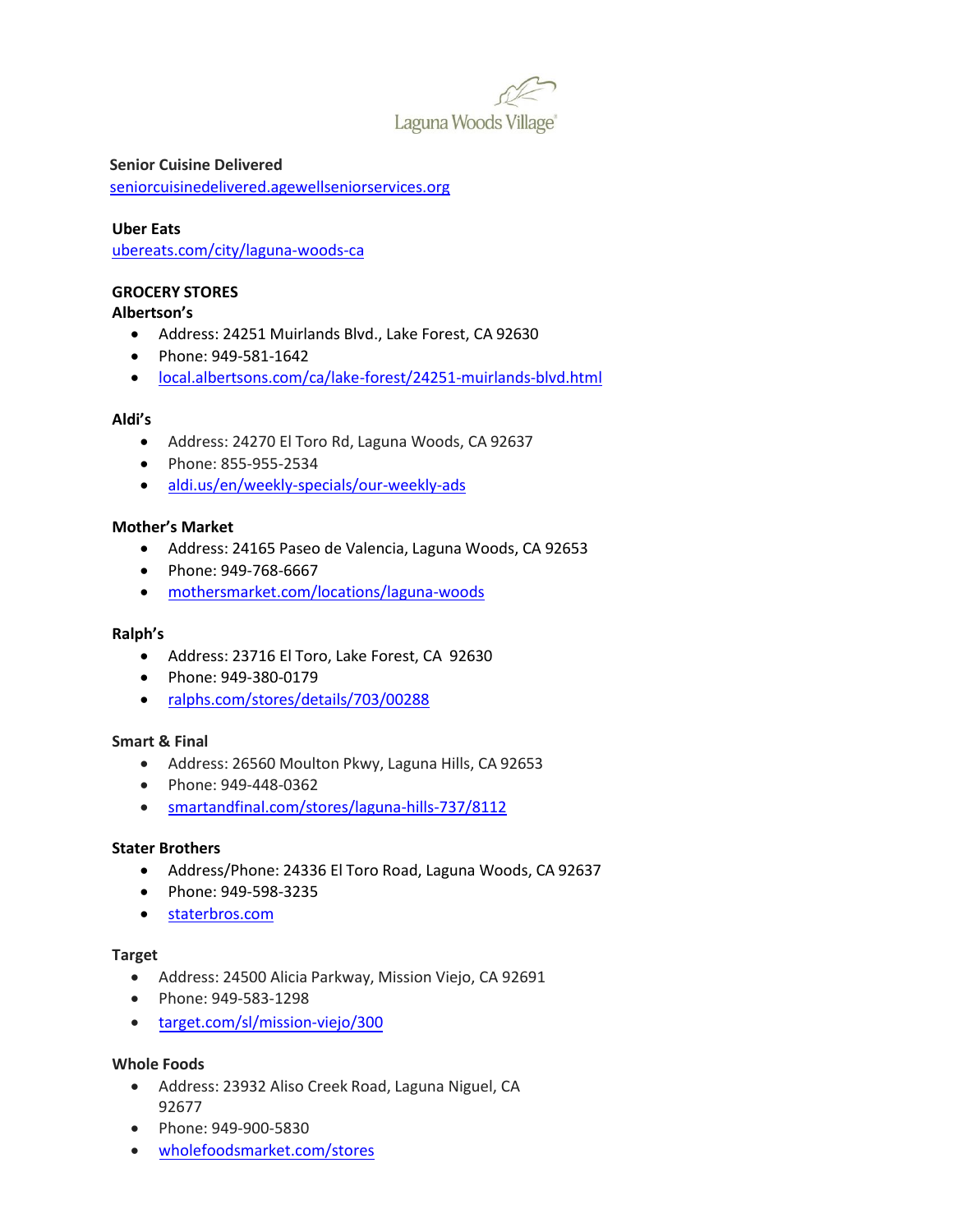**Senior Cuisine Delivered**
seniorcuisinedelivered.agewellseniorservices.org

**Uber Eats**
ubereats.com/city/laguna-woods-ca

**GROCERY STORES**

**Albertson's**

- Address: 24251 Muirlands Blvd., Lake Forest, CA 92630
- Phone: 949-581-1642
- local.albertsons.com/ca/lake-forest/24251-muirlands-blvd.html

**Aldi's**

- Address: 24270 El Toro Rd, Laguna Woods, CA 92637
- Phone: 855-955-2534
- aldi.us/en/weekly-specials/our-weekly-ads

**Mother's Market**

- Address: 24165 Paseo de Valencia, Laguna Woods, CA 92653
- Phone: 949-768-6667
- mothersmarket.com/locations/laguna-woods

**Ralph's**

- Address: 23716 El Toro, Lake Forest, CA 92630
- Phone: 949-380-0179
- ralphs.com/stores/details/703/00288

**Smart & Final**

- Address: 26560 Moulton Pkwy, Laguna Hills, CA 92653
- Phone: 949-448-0362
- smartandfinal.com/stores/laguna-hills-737/8112

**Stater Brothers**

- Address/Phone: 24336 El Toro Road, Laguna Woods, CA 92637
- Phone: 949-598-3235
- staterbros.com

**Target**

- Address: 24500 Alicia Parkway, Mission Viejo, CA 92691
- Phone: 949-583-1298
- target.com/sl/mission-viejo/300

**Whole Foods**

- Address: 23932 Aliso Creek Road, Laguna Niguel, CA 92677
- Phone: 949-900-5830
- wholefoodsmarket.com/stores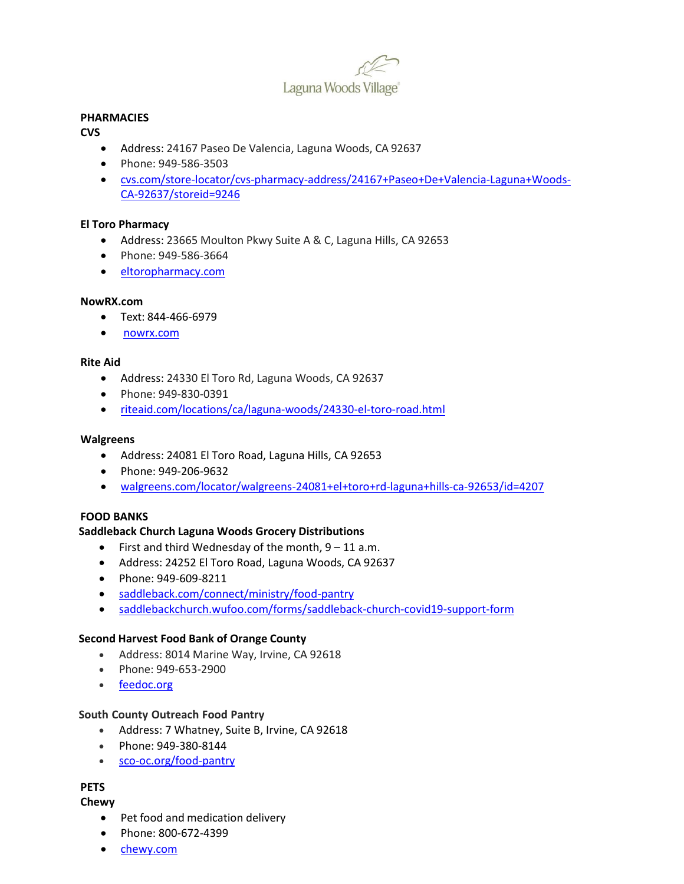Laguna Woods Village

## PHARMACIES

### CVS

- Address: 24167 Paseo De Valencia, Laguna Woods, CA 92637
- Phone: 949-586-3503
- cvs.com/store-locator/cvs-pharmacy-address/24167+Paseo+De+Valencia-Laguna+Woods-CA-92637/storeid=9246

### El Toro Pharmacy

- Address: 23665 Moulton Pkwy Suite A & C, Laguna Hills, CA 92653
- Phone: 949-586-3664
- eltoropharmacy.com

### NowRX.com

- Text: 844-466-6979
- nowrx.com

### Rite Aid

- Address: 24330 El Toro Rd, Laguna Woods, CA 92637
- Phone: 949-830-0391
- riteaid.com/locations/ca/laguna-woods/24330-el-toro-road.html

### Walgreens

- Address: 24081 El Toro Road, Laguna Hills, CA 92653
- Phone: 949-206-9632
- walgreens.com/locator/walgreens-24081+el+toro+rd-laguna+hills-ca-92653/id=4207

## FOOD BANKS

### Saddleback Church Laguna Woods Grocery Distributions

- First and third Wednesday of the month, 9 – 11 a.m.
- Address: 24252 El Toro Road, Laguna Woods, CA 92637
- Phone: 949-609-8211
- saddleback.com/connect/ministry/food-pantry
- saddlebackchurch.wufoo.com/forms/saddleback-church-covid19-support-form

### Second Harvest Food Bank of Orange County

- Address: 8014 Marine Way, Irvine, CA 92618
- Phone: 949-653-2900
- feedoc.org

### South County Outreach Food Pantry

- Address: 7 Whatney, Suite B, Irvine, CA 92618
- Phone: 949-380-8144
- sco-oc.org/food-pantry

## PETS

### Chewy

- Pet food and medication delivery
- Phone: 800-672-4399
- chewy.com